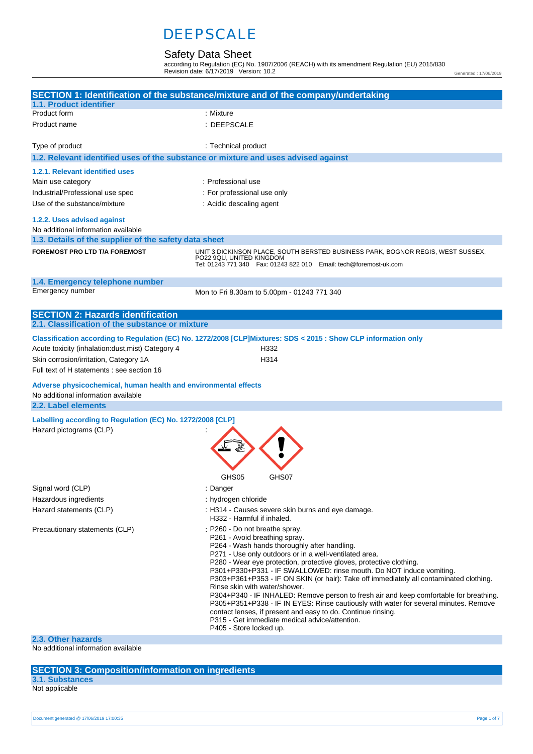# DEEPSCALE

## Safety Data Sheet

according to Regulation (EC) No. 1907/2006 (REACH) with its amendment Regulation (EU) 2015/830
Revision date: 6/17/2019 Version: 10.2

Generated : 17/06/2019

## SECTION 1: Identification of the substance/mixture and of the company/undertaking

### 1.1. Product identifier

Product form : Mixture

Product name : DEEPSCALE

Type of product : Technical product

### 1.2. Relevant identified uses of the substance or mixture and uses advised against

#### 1.2.1. Relevant identified uses

Main use category : Professional use

Industrial/Professional use spec : For professional use only

Use of the substance/mixture : Acidic descaling agent

#### 1.2.2. Uses advised against

No additional information available

### 1.3. Details of the supplier of the safety data sheet

**FOREMOST PRO LTD T/A FOREMOST**

UNIT 3 DICKINSON PLACE, SOUTH BERSTED BUSINESS PARK, BOGNOR REGIS, WEST SUSSEX, PO22 9QU, UNITED KINGDOM
Tel: 01243 771 340 Fax: 01243 822 010 Email: tech@foremost-uk.com

### 1.4. Emergency telephone number

Emergency number Mon to Fri 8.30am to 5.00pm - 01243 771 340

## SECTION 2: Hazards identification

### 2.1. Classification of the substance or mixture

**Classification according to Regulation (EC) No. 1272/2008 [CLP]Mixtures: SDS < 2015 : Show CLP information only**

| | |
|---|---|
| Acute toxicity (inhalation:dust,mist) Category 4 | H332 |
| Skin corrosion/irritation, Category 1A | H314 |

Full text of H statements : see section 16

**Adverse physicochemical, human health and environmental effects**

No additional information available

### 2.2. Label elements

**Labelling according to Regulation (EC) No. 1272/2008 [CLP]**

Hazard pictograms (CLP) :

GHS05 GHS07

Signal word (CLP) : Danger

Hazardous ingredients : hydrogen chloride

Hazard statements (CLP) : H314 - Causes severe skin burns and eye damage.
H332 - Harmful if inhaled.

Precautionary statements (CLP) : P260 - Do not breathe spray.
P261 - Avoid breathing spray.
P264 - Wash hands thoroughly after handling.
P271 - Use only outdoors or in a well-ventilated area.
P280 - Wear eye protection, protective gloves, protective clothing.
P301+P330+P331 - IF SWALLOWED: rinse mouth. Do NOT induce vomiting.
P303+P361+P353 - IF ON SKIN (or hair): Take off immediately all contaminated clothing. Rinse skin with water/shower.
P304+P340 - IF INHALED: Remove person to fresh air and keep comfortable for breathing.
P305+P351+P338 - IF IN EYES: Rinse cautiously with water for several minutes. Remove contact lenses, if present and easy to do. Continue rinsing.
P315 - Get immediate medical advice/attention.
P405 - Store locked up.

### 2.3. Other hazards

No additional information available

## SECTION 3: Composition/information on ingredients

### 3.1. Substances

Not applicable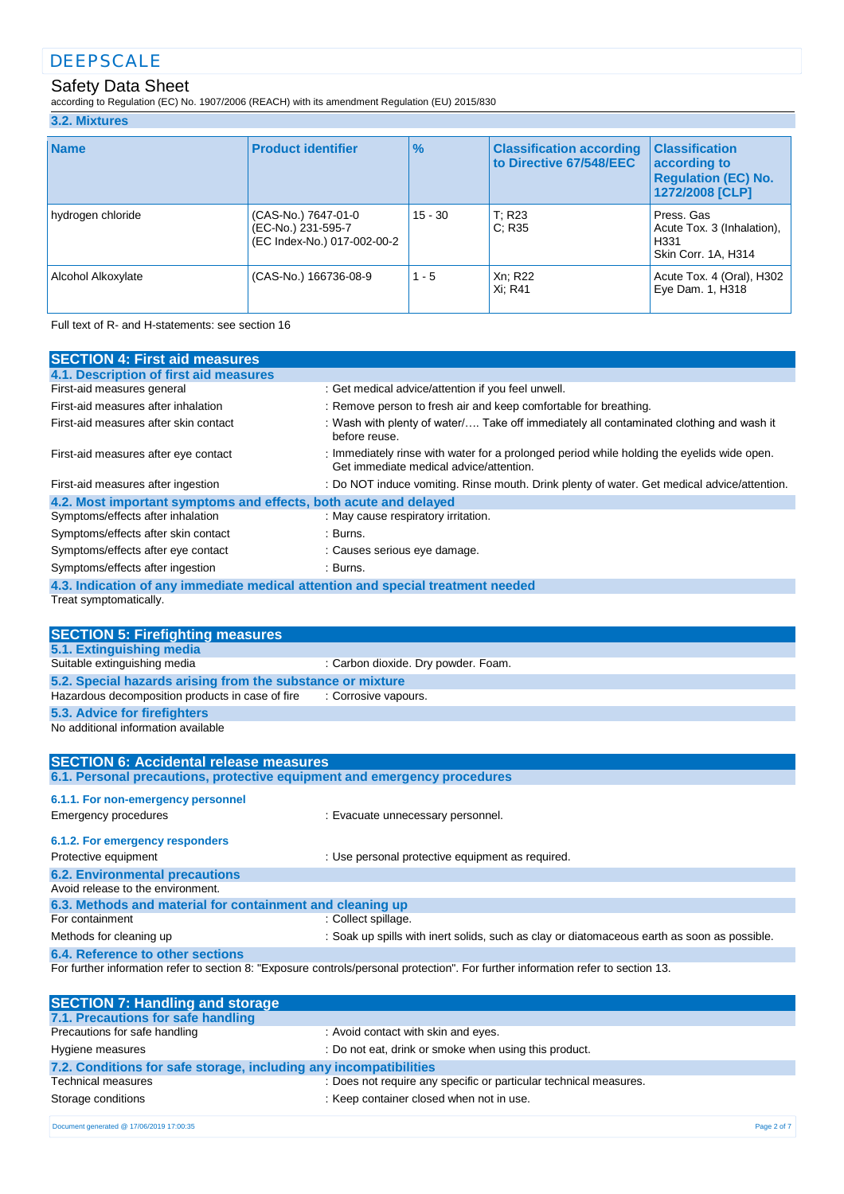### 3.2. Mixtures

| Name | Product identifier | % | Classification according to Directive 67/548/EEC | Classification according to Regulation (EC) No. 1272/2008 [CLP] |
|---|---|---|---|---|
| hydrogen chloride | (CAS-No.) 7647-01-0<br>(EC-No.) 231-595-7<br>(EC Index-No.) 017-002-00-2 | 15 - 30 | T; R23<br>C; R35 | Press. Gas<br>Acute Tox. 3 (Inhalation), H331<br>Skin Corr. 1A, H314 |
| Alcohol Alkoxylate | (CAS-No.) 166736-08-9 | 1 - 5 | Xn; R22<br>Xi; R41 | Acute Tox. 4 (Oral), H302<br>Eye Dam. 1, H318 |

Full text of R- and H-statements: see section 16

## SECTION 4: First aid measures

### 4.1. Description of first aid measures

First-aid measures general : Get medical advice/attention if you feel unwell.

First-aid measures after inhalation : Remove person to fresh air and keep comfortable for breathing.

First-aid measures after skin contact : Wash with plenty of water/…. Take off immediately all contaminated clothing and wash it before reuse.

First-aid measures after eye contact : Immediately rinse with water for a prolonged period while holding the eyelids wide open. Get immediate medical advice/attention.

First-aid measures after ingestion : Do NOT induce vomiting. Rinse mouth. Drink plenty of water. Get medical advice/attention.

### 4.2. Most important symptoms and effects, both acute and delayed

Symptoms/effects after inhalation : May cause respiratory irritation.

Symptoms/effects after skin contact : Burns.

Symptoms/effects after eye contact : Causes serious eye damage.

Symptoms/effects after ingestion : Burns.

### 4.3. Indication of any immediate medical attention and special treatment needed

Treat symptomatically.

## SECTION 5: Firefighting measures

### 5.1. Extinguishing media

Suitable extinguishing media : Carbon dioxide. Dry powder. Foam.

### 5.2. Special hazards arising from the substance or mixture

Hazardous decomposition products in case of fire : Corrosive vapours.

### 5.3. Advice for firefighters

No additional information available

## SECTION 6: Accidental release measures

### 6.1. Personal precautions, protective equipment and emergency procedures

#### 6.1.1. For non-emergency personnel

Emergency procedures : Evacuate unnecessary personnel.

#### 6.1.2. For emergency responders

Protective equipment : Use personal protective equipment as required.

### 6.2. Environmental precautions

Avoid release to the environment.

### 6.3. Methods and material for containment and cleaning up

For containment : Collect spillage.

Methods for cleaning up : Soak up spills with inert solids, such as clay or diatomaceous earth as soon as possible.

### 6.4. Reference to other sections

For further information refer to section 8: "Exposure controls/personal protection". For further information refer to section 13.

## SECTION 7: Handling and storage

### 7.1. Precautions for safe handling

Precautions for safe handling : Avoid contact with skin and eyes.

Hygiene measures : Do not eat, drink or smoke when using this product.

### 7.2. Conditions for safe storage, including any incompatibilities

Technical measures : Does not require any specific or particular technical measures.

Storage conditions : Keep container closed when not in use.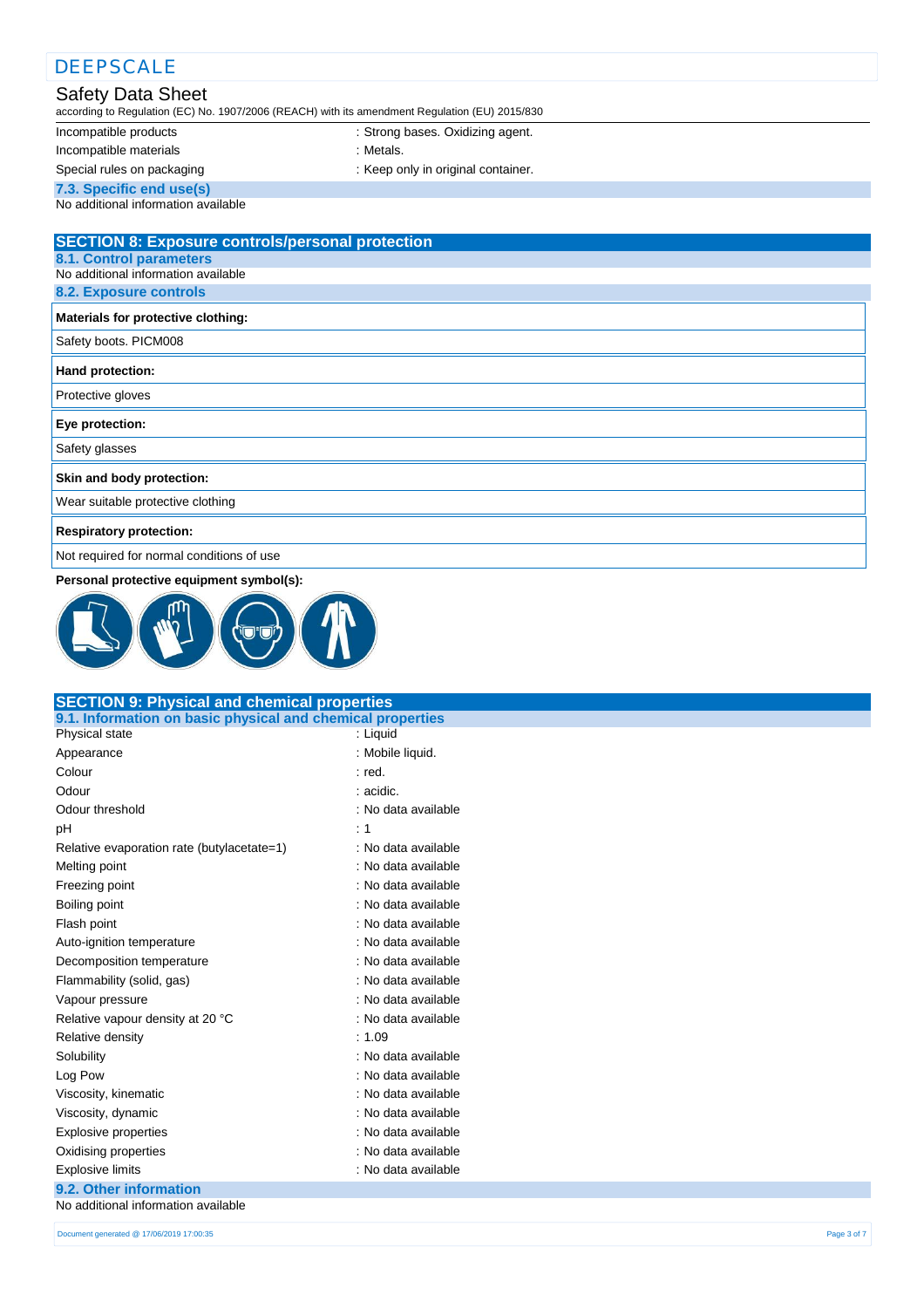| | |
|---|---|
| Incompatible products | : Strong bases. Oxidizing agent. |
| Incompatible materials | : Metals. |
| Special rules on packaging | : Keep only in original container. |

### 7.3. Specific end use(s)

No additional information available

## SECTION 8: Exposure controls/personal protection

### 8.1. Control parameters

No additional information available

### 8.2. Exposure controls

| Materials for protective clothing: |
|---|
| Safety boots. PICM008 |

| Hand protection: |
|---|
| Protective gloves |

| Eye protection: |
|---|
| Safety glasses |

| Skin and body protection: |
|---|
| Wear suitable protective clothing |

| Respiratory protection: |
|---|
| Not required for normal conditions of use |

**Personal protective equipment symbol(s):**

## SECTION 9: Physical and chemical properties

### 9.1. Information on basic physical and chemical properties

| | |
|---|---|
| Physical state | : Liquid |
| Appearance | : Mobile liquid. |
| Colour | : red. |
| Odour | : acidic. |
| Odour threshold | : No data available |
| pH | : 1 |
| Relative evaporation rate (butylacetate=1) | : No data available |
| Melting point | : No data available |
| Freezing point | : No data available |
| Boiling point | : No data available |
| Flash point | : No data available |
| Auto-ignition temperature | : No data available |
| Decomposition temperature | : No data available |
| Flammability (solid, gas) | : No data available |
| Vapour pressure | : No data available |
| Relative vapour density at 20 °C | : No data available |
| Relative density | : 1.09 |
| Solubility | : No data available |
| Log Pow | : No data available |
| Viscosity, kinematic | : No data available |
| Viscosity, dynamic | : No data available |
| Explosive properties | : No data available |
| Oxidising properties | : No data available |
| Explosive limits | : No data available |

### 9.2. Other information

No additional information available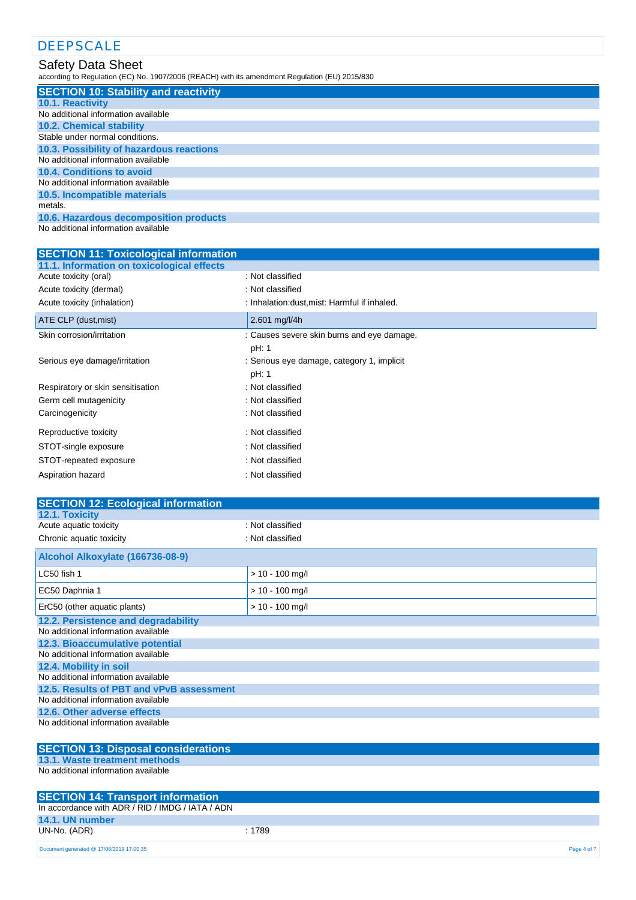## SECTION 10: Stability and reactivity

### 10.1. Reactivity
No additional information available

### 10.2. Chemical stability
Stable under normal conditions.

### 10.3. Possibility of hazardous reactions
No additional information available

### 10.4. Conditions to avoid
No additional information available

### 10.5. Incompatible materials
metals.

### 10.6. Hazardous decomposition products
No additional information available

## SECTION 11: Toxicological information

### 11.1. Information on toxicological effects

Acute toxicity (oral) : Not classified

Acute toxicity (dermal) : Not classified

Acute toxicity (inhalation) : Inhalation:dust,mist: Harmful if inhaled.

| ATE CLP (dust,mist) | 2.601 mg/l/4h |
|---|---|

Skin corrosion/irritation : Causes severe skin burns and eye damage.
pH: 1

Serious eye damage/irritation : Serious eye damage, category 1, implicit
pH: 1

Respiratory or skin sensitisation : Not classified

Germ cell mutagenicity : Not classified

Carcinogenicity : Not classified

Reproductive toxicity : Not classified

STOT-single exposure : Not classified

STOT-repeated exposure : Not classified

Aspiration hazard : Not classified

## SECTION 12: Ecological information

### 12.1. Toxicity

Acute aquatic toxicity : Not classified

Chronic aquatic toxicity : Not classified

| Alcohol Alkoxylate (166736-08-9) | |
|---|---|
| LC50 fish 1 | > 10 - 100 mg/l |
| EC50 Daphnia 1 | > 10 - 100 mg/l |
| ErC50 (other aquatic plants) | > 10 - 100 mg/l |

### 12.2. Persistence and degradability
No additional information available

### 12.3. Bioaccumulative potential
No additional information available

### 12.4. Mobility in soil
No additional information available

### 12.5. Results of PBT and vPvB assessment
No additional information available

### 12.6. Other adverse effects
No additional information available

## SECTION 13: Disposal considerations

### 13.1. Waste treatment methods
No additional information available

## SECTION 14: Transport information
In accordance with ADR / RID / IMDG / IATA / ADN

### 14.1. UN number
UN-No. (ADR) : 1789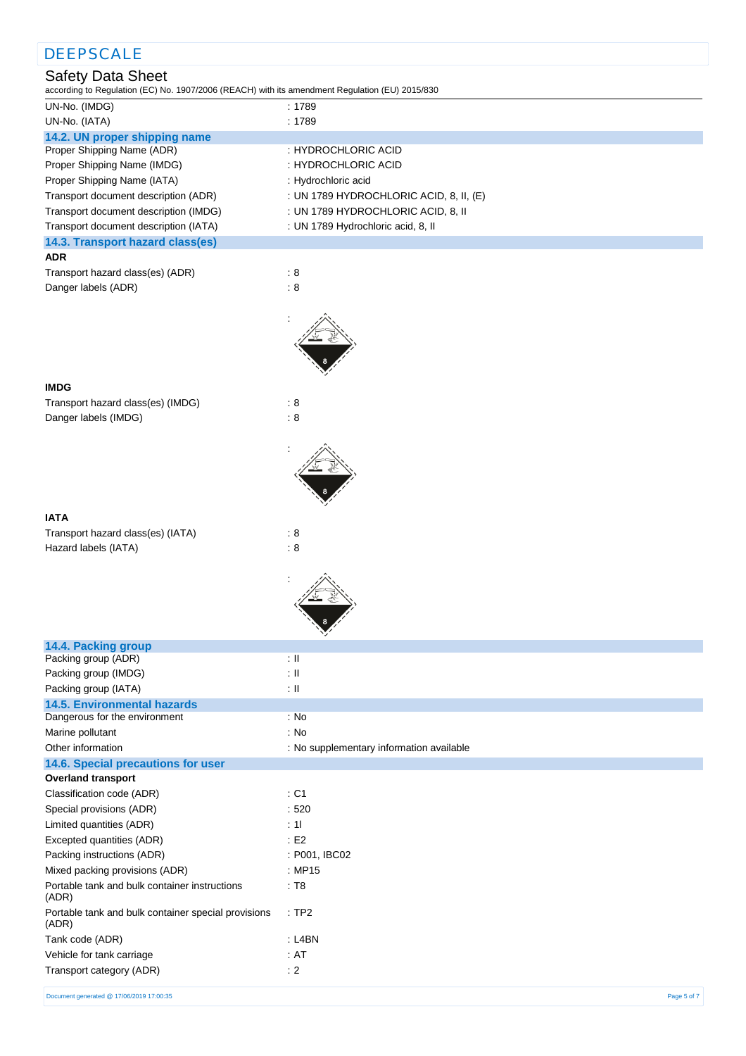| | |
|---|---|
| UN-No. (IMDG) | : 1789 |
| UN-No. (IATA) | : 1789 |

## 14.2. UN proper shipping name

| | |
|---|---|
| Proper Shipping Name (ADR) | : HYDROCHLORIC ACID |
| Proper Shipping Name (IMDG) | : HYDROCHLORIC ACID |
| Proper Shipping Name (IATA) | : Hydrochloric acid |
| Transport document description (ADR) | : UN 1789 HYDROCHLORIC ACID, 8, II, (E) |
| Transport document description (IMDG) | : UN 1789 HYDROCHLORIC ACID, 8, II |
| Transport document description (IATA) | : UN 1789 Hydrochloric acid, 8, II |

## 14.3. Transport hazard class(es)

**ADR**

| | |
|---|---|
| Transport hazard class(es) (ADR) | : 8 |
| Danger labels (ADR) | : 8 |
| | : |

**IMDG**

| | |
|---|---|
| Transport hazard class(es) (IMDG) | : 8 |
| Danger labels (IMDG) | : 8 |
| | : |

**IATA**

| | |
|---|---|
| Transport hazard class(es) (IATA) | : 8 |
| Hazard labels (IATA) | : 8 |
| | : |

## 14.4. Packing group

| | |
|---|---|
| Packing group (ADR) | : II |
| Packing group (IMDG) | : II |
| Packing group (IATA) | : II |

## 14.5. Environmental hazards

| | |
|---|---|
| Dangerous for the environment | : No |
| Marine pollutant | : No |
| Other information | : No supplementary information available |

## 14.6. Special precautions for user

**Overland transport**

| | |
|---|---|
| Classification code (ADR) | : C1 |
| Special provisions (ADR) | : 520 |
| Limited quantities (ADR) | : 1l |
| Excepted quantities (ADR) | : E2 |
| Packing instructions (ADR) | : P001, IBC02 |
| Mixed packing provisions (ADR) | : MP15 |
| Portable tank and bulk container instructions (ADR) | : T8 |
| Portable tank and bulk container special provisions (ADR) | : TP2 |
| Tank code (ADR) | : L4BN |
| Vehicle for tank carriage | : AT |
| Transport category (ADR) | : 2 |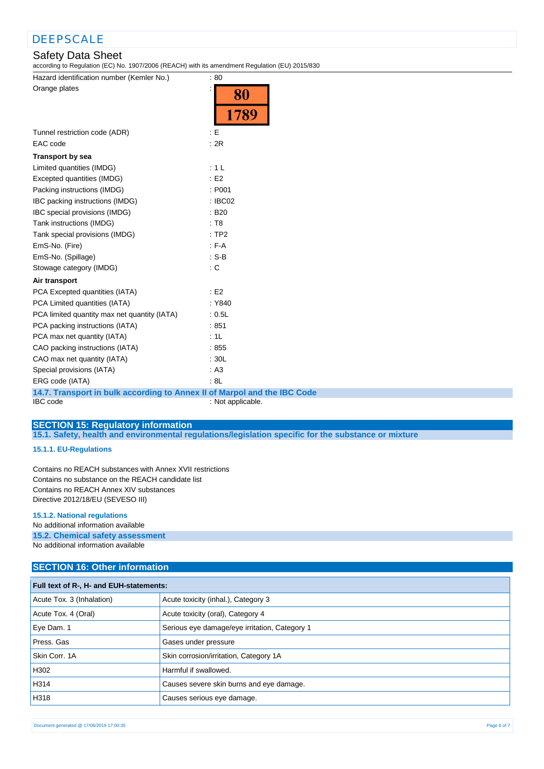| | |
|---|---|
| Hazard identification number (Kemler No.) | : 80 |
| Orange plates | : 80 / 1789 |
| Tunnel restriction code (ADR) | : E |
| EAC code | : 2R |

**Transport by sea**

| | |
|---|---|
| Limited quantities (IMDG) | : 1 L |
| Excepted quantities (IMDG) | : E2 |
| Packing instructions (IMDG) | : P001 |
| IBC packing instructions (IMDG) | : IBC02 |
| IBC special provisions (IMDG) | : B20 |
| Tank instructions (IMDG) | : T8 |
| Tank special provisions (IMDG) | : TP2 |
| EmS-No. (Fire) | : F-A |
| EmS-No. (Spillage) | : S-B |
| Stowage category (IMDG) | : C |

**Air transport**

| | |
|---|---|
| PCA Excepted quantities (IATA) | : E2 |
| PCA Limited quantities (IATA) | : Y840 |
| PCA limited quantity max net quantity (IATA) | : 0.5L |
| PCA packing instructions (IATA) | : 851 |
| PCA max net quantity (IATA) | : 1L |
| CAO packing instructions (IATA) | : 855 |
| CAO max net quantity (IATA) | : 30L |
| Special provisions (IATA) | : A3 |
| ERG code (IATA) | : 8L |

### 14.7. Transport in bulk according to Annex II of Marpol and the IBC Code

IBC code : Not applicable.

## SECTION 15: Regulatory information

### 15.1. Safety, health and environmental regulations/legislation specific for the substance or mixture

#### 15.1.1. EU-Regulations

Contains no REACH substances with Annex XVII restrictions
Contains no substance on the REACH candidate list
Contains no REACH Annex XIV substances
Directive 2012/18/EU (SEVESO III)

#### 15.1.2. National regulations

No additional information available

### 15.2. Chemical safety assessment

No additional information available

## SECTION 16: Other information

| Full text of R-, H- and EUH-statements: | |
|---|---|
| Acute Tox. 3 (Inhalation) | Acute toxicity (inhal.), Category 3 |
| Acute Tox. 4 (Oral) | Acute toxicity (oral), Category 4 |
| Eye Dam. 1 | Serious eye damage/eye irritation, Category 1 |
| Press. Gas | Gases under pressure |
| Skin Corr. 1A | Skin corrosion/irritation, Category 1A |
| H302 | Harmful if swallowed. |
| H314 | Causes severe skin burns and eye damage. |
| H318 | Causes serious eye damage. |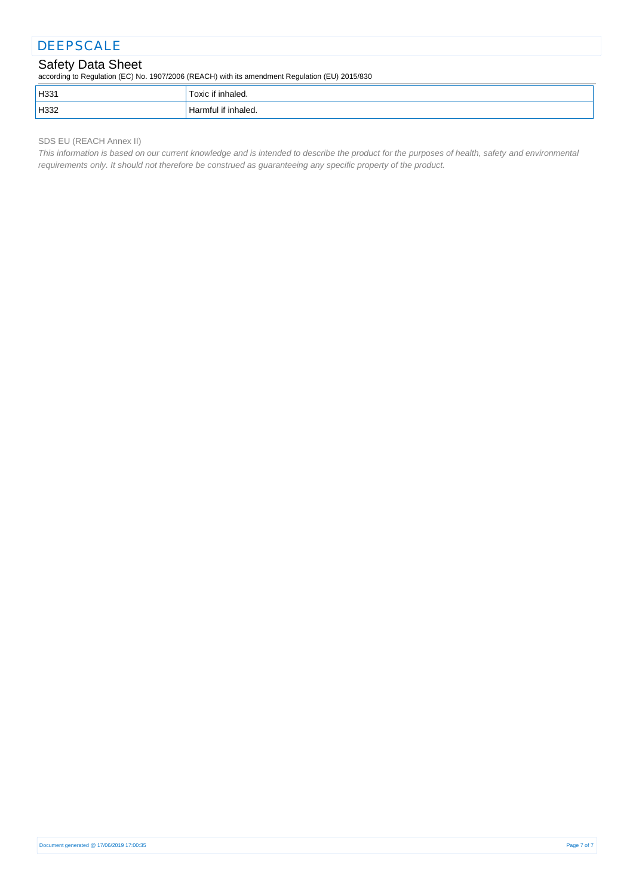| | |
|---|---|
| H331 | Toxic if inhaled. |
| H332 | Harmful if inhaled. |

SDS EU (REACH Annex II)

*This information is based on our current knowledge and is intended to describe the product for the purposes of health, safety and environmental requirements only. It should not therefore be construed as guaranteeing any specific property of the product.*